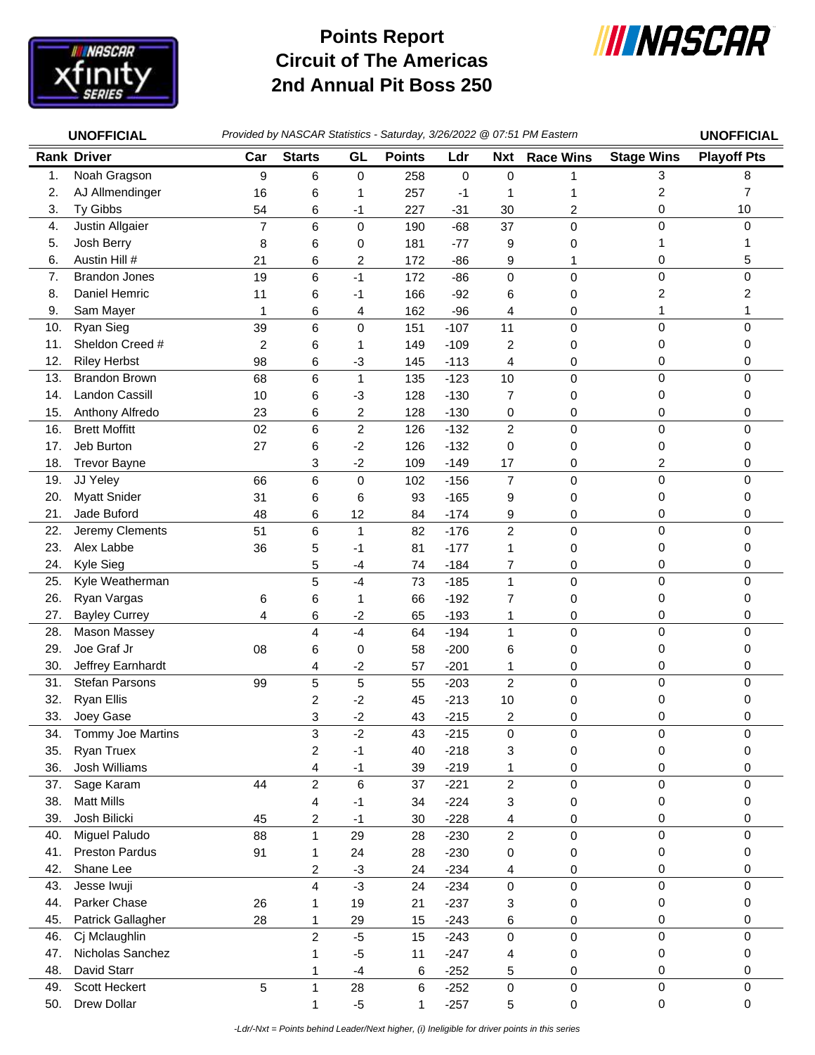# Points Report
# Circuit of The Americas
# 2nd Annual Pit Boss 250

**UNOFFICIAL** *Provided by NASCAR Statistics - Saturday, 3/26/2022 @ 07:51 PM Eastern* **UNOFFICIAL**

| Rank | Driver | Car | Starts | GL | Points | Ldr | Nxt | Race Wins | Stage Wins | Playoff Pts |
|---|---|---|---|---|---|---|---|---|---|---|
| 1. | Noah Gragson | 9 | 6 | 0 | 258 | 0 | 0 | 1 | 3 | 8 |
| 2. | AJ Allmendinger | 16 | 6 | 1 | 257 | -1 | 1 | 1 | 2 | 7 |
| 3. | Ty Gibbs | 54 | 6 | -1 | 227 | -31 | 30 | 2 | 0 | 10 |
| 4. | Justin Allgaier | 7 | 6 | 0 | 190 | -68 | 37 | 0 | 0 | 0 |
| 5. | Josh Berry | 8 | 6 | 0 | 181 | -77 | 9 | 0 | 1 | 1 |
| 6. | Austin Hill # | 21 | 6 | 2 | 172 | -86 | 9 | 1 | 0 | 5 |
| 7. | Brandon Jones | 19 | 6 | -1 | 172 | -86 | 0 | 0 | 0 | 0 |
| 8. | Daniel Hemric | 11 | 6 | -1 | 166 | -92 | 6 | 0 | 2 | 2 |
| 9. | Sam Mayer | 1 | 6 | 4 | 162 | -96 | 4 | 0 | 1 | 1 |
| 10. | Ryan Sieg | 39 | 6 | 0 | 151 | -107 | 11 | 0 | 0 | 0 |
| 11. | Sheldon Creed # | 2 | 6 | 1 | 149 | -109 | 2 | 0 | 0 | 0 |
| 12. | Riley Herbst | 98 | 6 | -3 | 145 | -113 | 4 | 0 | 0 | 0 |
| 13. | Brandon Brown | 68 | 6 | 1 | 135 | -123 | 10 | 0 | 0 | 0 |
| 14. | Landon Cassill | 10 | 6 | -3 | 128 | -130 | 7 | 0 | 0 | 0 |
| 15. | Anthony Alfredo | 23 | 6 | 2 | 128 | -130 | 0 | 0 | 0 | 0 |
| 16. | Brett Moffitt | 02 | 6 | 2 | 126 | -132 | 2 | 0 | 0 | 0 |
| 17. | Jeb Burton | 27 | 6 | -2 | 126 | -132 | 0 | 0 | 0 | 0 |
| 18. | Trevor Bayne | | 3 | -2 | 109 | -149 | 17 | 0 | 2 | 0 |
| 19. | JJ Yeley | 66 | 6 | 0 | 102 | -156 | 7 | 0 | 0 | 0 |
| 20. | Myatt Snider | 31 | 6 | 6 | 93 | -165 | 9 | 0 | 0 | 0 |
| 21. | Jade Buford | 48 | 6 | 12 | 84 | -174 | 9 | 0 | 0 | 0 |
| 22. | Jeremy Clements | 51 | 6 | 1 | 82 | -176 | 2 | 0 | 0 | 0 |
| 23. | Alex Labbe | 36 | 5 | -1 | 81 | -177 | 1 | 0 | 0 | 0 |
| 24. | Kyle Sieg | | 5 | -4 | 74 | -184 | 7 | 0 | 0 | 0 |
| 25. | Kyle Weatherman | | 5 | -4 | 73 | -185 | 1 | 0 | 0 | 0 |
| 26. | Ryan Vargas | 6 | 6 | 1 | 66 | -192 | 7 | 0 | 0 | 0 |
| 27. | Bayley Currey | 4 | 6 | -2 | 65 | -193 | 1 | 0 | 0 | 0 |
| 28. | Mason Massey | | 4 | -4 | 64 | -194 | 1 | 0 | 0 | 0 |
| 29. | Joe Graf Jr | 08 | 6 | 0 | 58 | -200 | 6 | 0 | 0 | 0 |
| 30. | Jeffrey Earnhardt | | 4 | -2 | 57 | -201 | 1 | 0 | 0 | 0 |
| 31. | Stefan Parsons | 99 | 5 | 5 | 55 | -203 | 2 | 0 | 0 | 0 |
| 32. | Ryan Ellis | | 2 | -2 | 45 | -213 | 10 | 0 | 0 | 0 |
| 33. | Joey Gase | | 3 | -2 | 43 | -215 | 2 | 0 | 0 | 0 |
| 34. | Tommy Joe Martins | | 3 | -2 | 43 | -215 | 0 | 0 | 0 | 0 |
| 35. | Ryan Truex | | 2 | -1 | 40 | -218 | 3 | 0 | 0 | 0 |
| 36. | Josh Williams | | 4 | -1 | 39 | -219 | 1 | 0 | 0 | 0 |
| 37. | Sage Karam | 44 | 2 | 6 | 37 | -221 | 2 | 0 | 0 | 0 |
| 38. | Matt Mills | | 4 | -1 | 34 | -224 | 3 | 0 | 0 | 0 |
| 39. | Josh Bilicki | 45 | 2 | -1 | 30 | -228 | 4 | 0 | 0 | 0 |
| 40. | Miguel Paludo | 88 | 1 | 29 | 28 | -230 | 2 | 0 | 0 | 0 |
| 41. | Preston Pardus | 91 | 1 | 24 | 28 | -230 | 0 | 0 | 0 | 0 |
| 42. | Shane Lee | | 2 | -3 | 24 | -234 | 4 | 0 | 0 | 0 |
| 43. | Jesse Iwuji | | 4 | -3 | 24 | -234 | 0 | 0 | 0 | 0 |
| 44. | Parker Chase | 26 | 1 | 19 | 21 | -237 | 3 | 0 | 0 | 0 |
| 45. | Patrick Gallagher | 28 | 1 | 29 | 15 | -243 | 6 | 0 | 0 | 0 |
| 46. | Cj Mclaughlin | | 2 | -5 | 15 | -243 | 0 | 0 | 0 | 0 |
| 47. | Nicholas Sanchez | | 1 | -5 | 11 | -247 | 4 | 0 | 0 | 0 |
| 48. | David Starr | | 1 | -4 | 6 | -252 | 5 | 0 | 0 | 0 |
| 49. | Scott Heckert | 5 | 1 | 28 | 6 | -252 | 0 | 0 | 0 | 0 |
| 50. | Drew Dollar | | 1 | -5 | 1 | -257 | 5 | 0 | 0 | 0 |

*-Ldr/-Nxt = Points behind Leader/Next higher, (i) Ineligible for driver points in this series*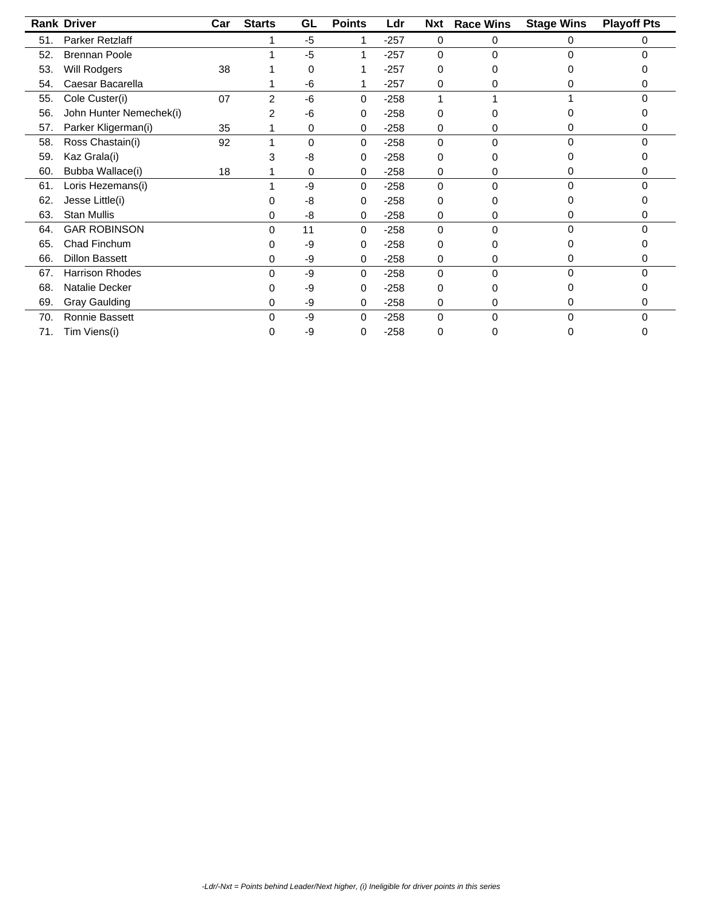| Rank | Driver | Car | Starts | GL | Points | Ldr | Nxt | Race Wins | Stage Wins | Playoff Pts |
|---|---|---|---|---|---|---|---|---|---|---|
| 51. | Parker Retzlaff | | 1 | -5 | 1 | -257 | 0 | 0 | 0 | 0 |
| 52. | Brennan Poole | | 1 | -5 | 1 | -257 | 0 | 0 | 0 | 0 |
| 53. | Will Rodgers | 38 | 1 | 0 | 1 | -257 | 0 | 0 | 0 | 0 |
| 54. | Caesar Bacarella | | 1 | -6 | 1 | -257 | 0 | 0 | 0 | 0 |
| 55. | Cole Custer(i) | 07 | 2 | -6 | 0 | -258 | 1 | 1 | 1 | 0 |
| 56. | John Hunter Nemechek(i) | | 2 | -6 | 0 | -258 | 0 | 0 | 0 | 0 |
| 57. | Parker Kligerman(i) | 35 | 1 | 0 | 0 | -258 | 0 | 0 | 0 | 0 |
| 58. | Ross Chastain(i) | 92 | 1 | 0 | 0 | -258 | 0 | 0 | 0 | 0 |
| 59. | Kaz Grala(i) | | 3 | -8 | 0 | -258 | 0 | 0 | 0 | 0 |
| 60. | Bubba Wallace(i) | 18 | 1 | 0 | 0 | -258 | 0 | 0 | 0 | 0 |
| 61. | Loris Hezemans(i) | | 1 | -9 | 0 | -258 | 0 | 0 | 0 | 0 |
| 62. | Jesse Little(i) | | 0 | -8 | 0 | -258 | 0 | 0 | 0 | 0 |
| 63. | Stan Mullis | | 0 | -8 | 0 | -258 | 0 | 0 | 0 | 0 |
| 64. | GAR ROBINSON | | 0 | 11 | 0 | -258 | 0 | 0 | 0 | 0 |
| 65. | Chad Finchum | | 0 | -9 | 0 | -258 | 0 | 0 | 0 | 0 |
| 66. | Dillon Bassett | | 0 | -9 | 0 | -258 | 0 | 0 | 0 | 0 |
| 67. | Harrison Rhodes | | 0 | -9 | 0 | -258 | 0 | 0 | 0 | 0 |
| 68. | Natalie Decker | | 0 | -9 | 0 | -258 | 0 | 0 | 0 | 0 |
| 69. | Gray Gaulding | | 0 | -9 | 0 | -258 | 0 | 0 | 0 | 0 |
| 70. | Ronnie Bassett | | 0 | -9 | 0 | -258 | 0 | 0 | 0 | 0 |
| 71. | Tim Viens(i) | | 0 | -9 | 0 | -258 | 0 | 0 | 0 | 0 |

*-Ldr/-Nxt = Points behind Leader/Next higher, (i) Ineligible for driver points in this series*